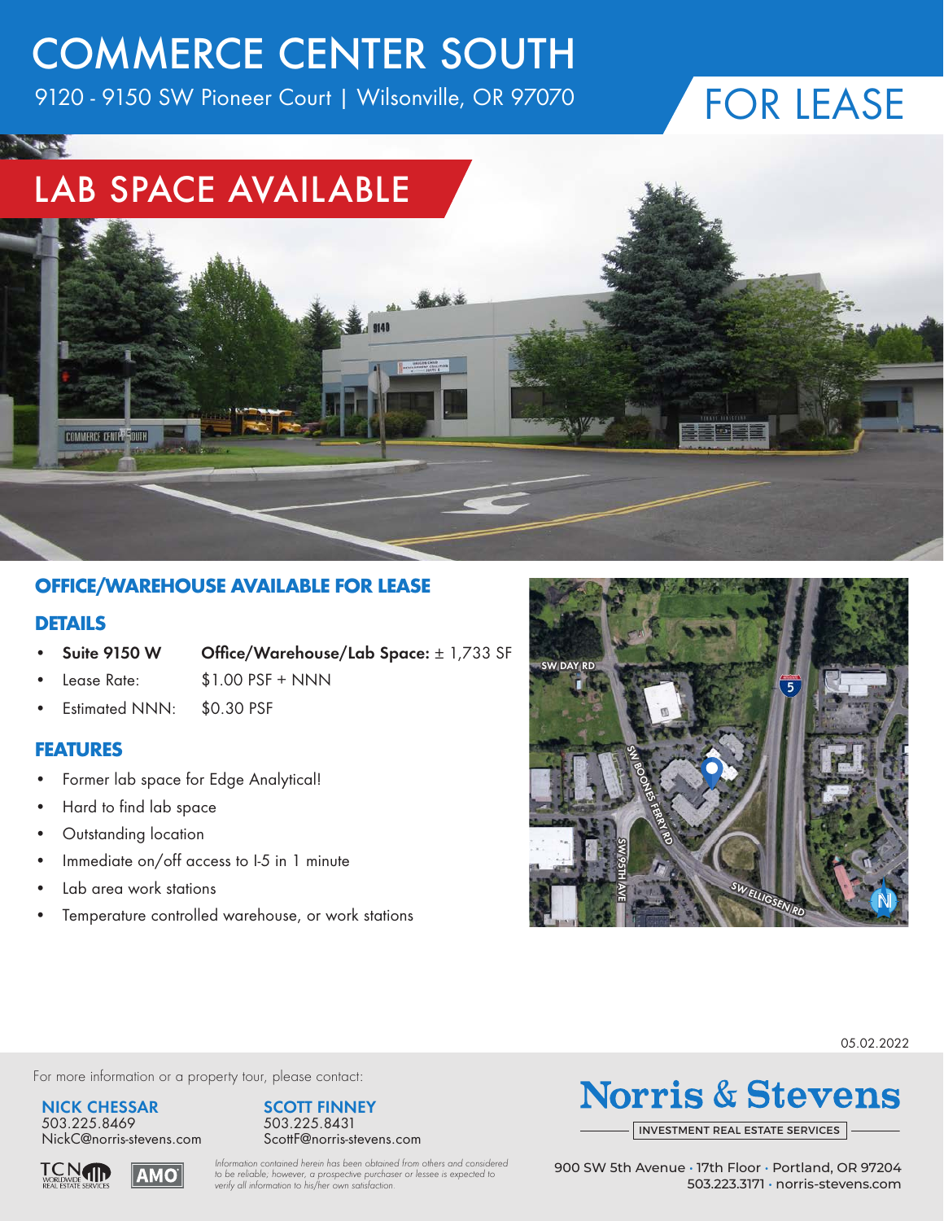# COMMERCE CENTER SOUTH

9120 - 9150 SW Pioneer Court | Wilsonville, OR 97070

FOR LEASE

## LAB SPACE AVAILABLE

### OFFICE/WAREHOUSE AVAILABLE FOR LEASE

### DETAILS

- **Suite 9150 W** — **Office/Warehouse/Lab Space:** ± 1,733 SF
- Lease Rate: $1.00 PSF + NNN
- Estimated NNN: $0.30 PSF

### FEATURES

- Former lab space for Edge Analytical!
- Hard to find lab space
- Outstanding location
- Immediate on/off access to I-5 in 1 minute
- Lab area work stations
- Temperature controlled warehouse, or work stations

05.02.2022

For more information or a property tour, please contact:

**NICK CHESSAR**
503.225.8469
NickC@norris-stevens.com

**SCOTT FINNEY**
503.225.8431
ScottF@norris-stevens.com

*Information contained herein has been obtained from others and considered to be reliable; however, a prospective purchaser or lessee is expected to verify all information to his/her own satisfaction.*

**Norris & Stevens**
INVESTMENT REAL ESTATE SERVICES

900 SW 5th Avenue • 17th Floor • Portland, OR 97204
503.223.3171 • norris-stevens.com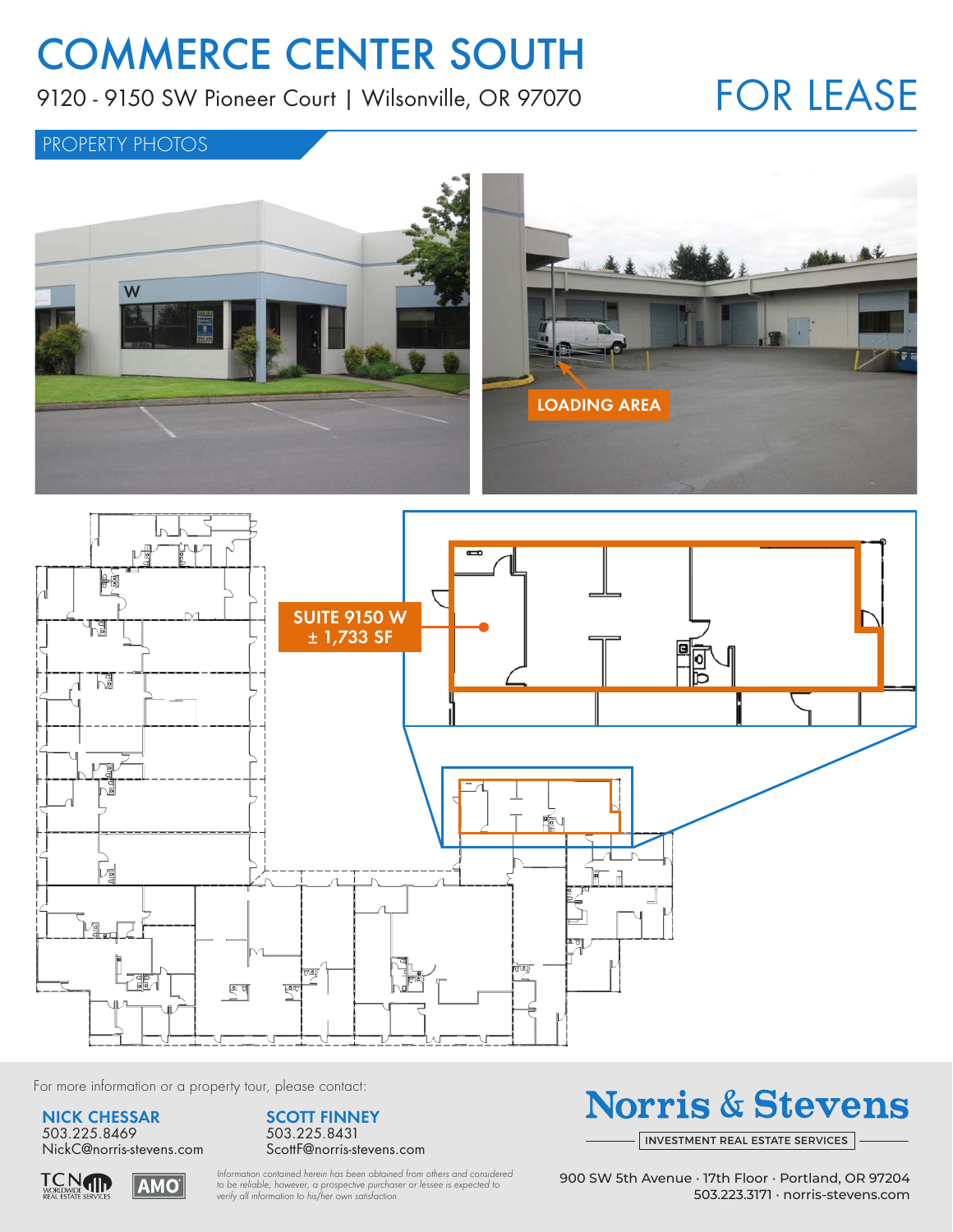# COMMERCE CENTER SOUTH

9120 - 9150 SW Pioneer Court | Wilsonville, OR 97070

FOR LEASE

## PROPERTY PHOTOS

W

LOADING AREA

SUITE 9150 W
± 1,733 SF

For more information or a property tour, please contact:

**NICK CHESSAR**
503.225.8469
NickC@norris-stevens.com

**SCOTT FINNEY**
503.225.8431
ScottF@norris-stevens.com

TCN WORLDWIDE REAL ESTATE SERVICES

AMO

*Information contained herein has been obtained from others and considered to be reliable; however, a prospective purchaser or lessee is expected to verify all information to his/her own satisfaction.*

**Norris & Stevens**
INVESTMENT REAL ESTATE SERVICES

900 SW 5th Avenue · 17th Floor · Portland, OR 97204
503.223.3171 · norris-stevens.com